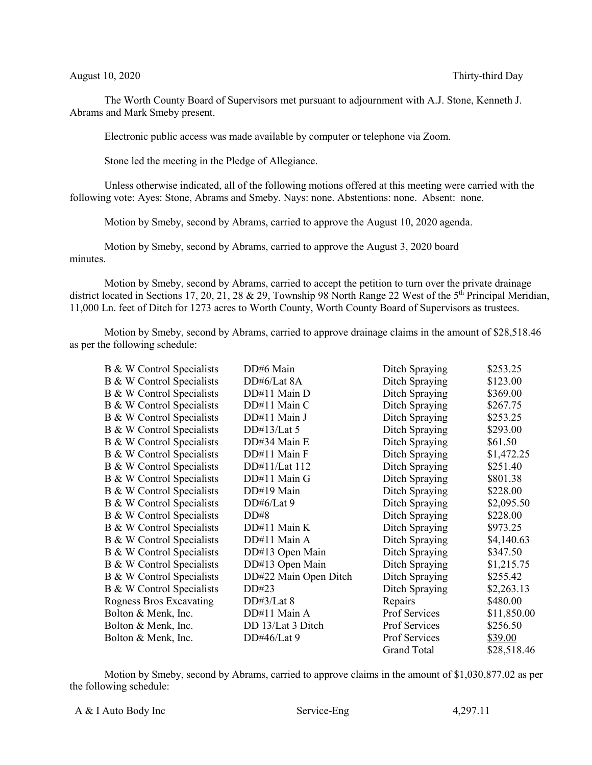August 10, 2020 Thirty-third Day

The Worth County Board of Supervisors met pursuant to adjournment with A.J. Stone, Kenneth J. Abrams and Mark Smeby present.

Electronic public access was made available by computer or telephone via Zoom.

Stone led the meeting in the Pledge of Allegiance.

Unless otherwise indicated, all of the following motions offered at this meeting were carried with the following vote: Ayes: Stone, Abrams and Smeby. Nays: none. Abstentions: none. Absent: none.

Motion by Smeby, second by Abrams, carried to approve the August 10, 2020 agenda.

Motion by Smeby, second by Abrams, carried to approve the August 3, 2020 board minutes.

Motion by Smeby, second by Abrams, carried to accept the petition to turn over the private drainage district located in Sections 17, 20, 21, 28 & 29, Township 98 North Range 22 West of the 5th Principal Meridian, 11,000 Ln. feet of Ditch for 1273 acres to Worth County, Worth County Board of Supervisors as trustees.

Motion by Smeby, second by Abrams, carried to approve drainage claims in the amount of $28,518.46 as per the following schedule:

| | | | |
|---|---|---|---|
| B & W Control Specialists | DD#6 Main | Ditch Spraying | $253.25 |
| B & W Control Specialists | DD#6/Lat 8A | Ditch Spraying | $123.00 |
| B & W Control Specialists | DD#11 Main D | Ditch Spraying | $369.00 |
| B & W Control Specialists | DD#11 Main C | Ditch Spraying | $267.75 |
| B & W Control Specialists | DD#11 Main J | Ditch Spraying | $253.25 |
| B & W Control Specialists | DD#13/Lat 5 | Ditch Spraying | $293.00 |
| B & W Control Specialists | DD#34 Main E | Ditch Spraying | $61.50 |
| B & W Control Specialists | DD#11 Main F | Ditch Spraying | $1,472.25 |
| B & W Control Specialists | DD#11/Lat 112 | Ditch Spraying | $251.40 |
| B & W Control Specialists | DD#11 Main G | Ditch Spraying | $801.38 |
| B & W Control Specialists | DD#19 Main | Ditch Spraying | $228.00 |
| B & W Control Specialists | DD#6/Lat 9 | Ditch Spraying | $2,095.50 |
| B & W Control Specialists | DD#8 | Ditch Spraying | $228.00 |
| B & W Control Specialists | DD#11 Main K | Ditch Spraying | $973.25 |
| B & W Control Specialists | DD#11 Main A | Ditch Spraying | $4,140.63 |
| B & W Control Specialists | DD#13 Open Main | Ditch Spraying | $347.50 |
| B & W Control Specialists | DD#13 Open Main | Ditch Spraying | $1,215.75 |
| B & W Control Specialists | DD#22 Main Open Ditch | Ditch Spraying | $255.42 |
| B & W Control Specialists | DD#23 | Ditch Spraying | $2,263.13 |
| Rogness Bros Excavating | DD#3/Lat 8 | Repairs | $480.00 |
| Bolton & Menk, Inc. | DD#11 Main A | Prof Services | $11,850.00 |
| Bolton & Menk, Inc. | DD 13/Lat 3 Ditch | Prof Services | $256.50 |
| Bolton & Menk, Inc. | DD#46/Lat 9 | Prof Services | $39.00 |
| | | Grand Total | $28,518.46 |

Motion by Smeby, second by Abrams, carried to approve claims in the amount of $1,030,877.02 as per the following schedule:

| | | |
|---|---|---|
| A & I Auto Body Inc | Service-Eng | 4,297.11 |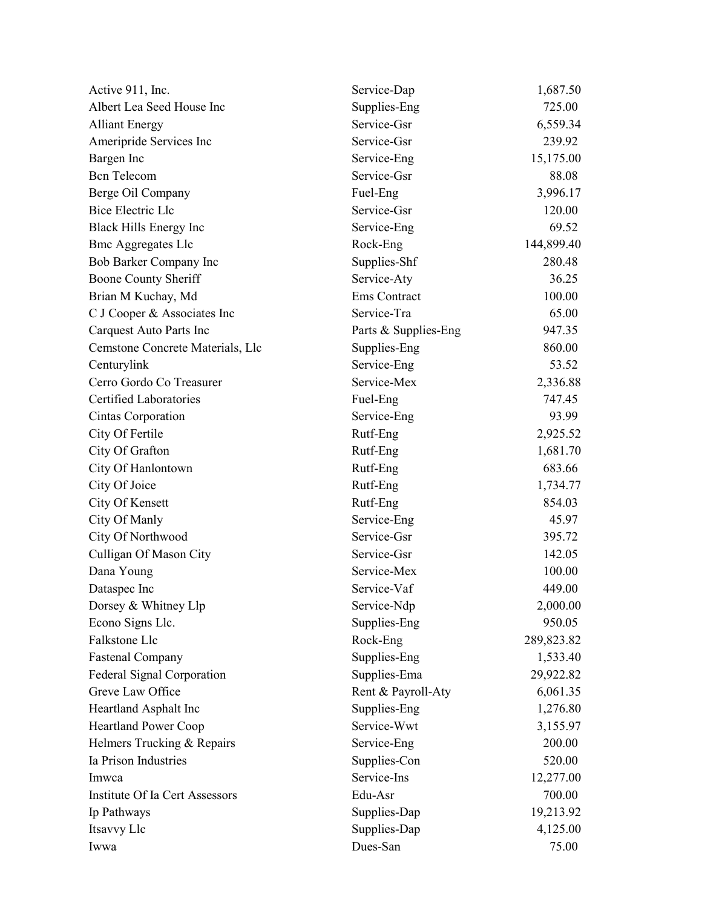| | | |
|---|---|---|
| Active 911, Inc. | Service-Dap | 1,687.50 |
| Albert Lea Seed House Inc | Supplies-Eng | 725.00 |
| Alliant Energy | Service-Gsr | 6,559.34 |
| Ameripride Services Inc | Service-Gsr | 239.92 |
| Bargen Inc | Service-Eng | 15,175.00 |
| Bcn Telecom | Service-Gsr | 88.08 |
| Berge Oil Company | Fuel-Eng | 3,996.17 |
| Bice Electric Llc | Service-Gsr | 120.00 |
| Black Hills Energy Inc | Service-Eng | 69.52 |
| Bmc Aggregates Llc | Rock-Eng | 144,899.40 |
| Bob Barker Company Inc | Supplies-Shf | 280.48 |
| Boone County Sheriff | Service-Aty | 36.25 |
| Brian M Kuchay, Md | Ems Contract | 100.00 |
| C J Cooper & Associates Inc | Service-Tra | 65.00 |
| Carquest Auto Parts Inc | Parts & Supplies-Eng | 947.35 |
| Cemstone Concrete Materials, Llc | Supplies-Eng | 860.00 |
| Centurylink | Service-Eng | 53.52 |
| Cerro Gordo Co Treasurer | Service-Mex | 2,336.88 |
| Certified Laboratories | Fuel-Eng | 747.45 |
| Cintas Corporation | Service-Eng | 93.99 |
| City Of Fertile | Rutf-Eng | 2,925.52 |
| City Of Grafton | Rutf-Eng | 1,681.70 |
| City Of Hanlontown | Rutf-Eng | 683.66 |
| City Of Joice | Rutf-Eng | 1,734.77 |
| City Of Kensett | Rutf-Eng | 854.03 |
| City Of Manly | Service-Eng | 45.97 |
| City Of Northwood | Service-Gsr | 395.72 |
| Culligan Of Mason City | Service-Gsr | 142.05 |
| Dana Young | Service-Mex | 100.00 |
| Dataspec Inc | Service-Vaf | 449.00 |
| Dorsey & Whitney Llp | Service-Ndp | 2,000.00 |
| Econo Signs Llc. | Supplies-Eng | 950.05 |
| Falkstone Llc | Rock-Eng | 289,823.82 |
| Fastenal Company | Supplies-Eng | 1,533.40 |
| Federal Signal Corporation | Supplies-Ema | 29,922.82 |
| Greve Law Office | Rent & Payroll-Aty | 6,061.35 |
| Heartland Asphalt Inc | Supplies-Eng | 1,276.80 |
| Heartland Power Coop | Service-Wwt | 3,155.97 |
| Helmers Trucking & Repairs | Service-Eng | 200.00 |
| Ia Prison Industries | Supplies-Con | 520.00 |
| Imwca | Service-Ins | 12,277.00 |
| Institute Of Ia Cert Assessors | Edu-Asr | 700.00 |
| Ip Pathways | Supplies-Dap | 19,213.92 |
| Itsavvy Llc | Supplies-Dap | 4,125.00 |
| Iwwa | Dues-San | 75.00 |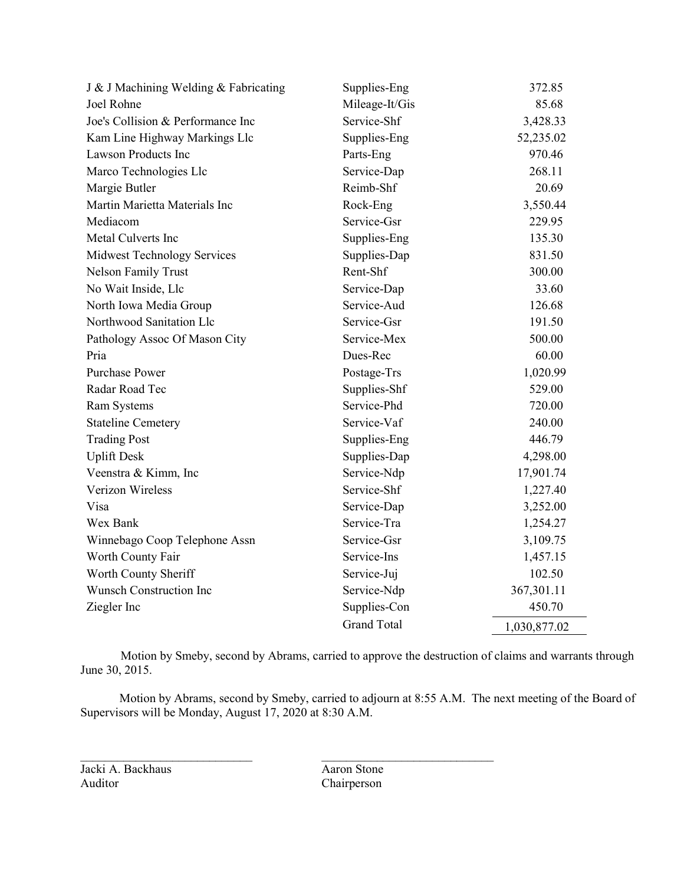| | | |
|---|---|---|
| J & J Machining Welding & Fabricating | Supplies-Eng | 372.85 |
| Joel Rohne | Mileage-It/Gis | 85.68 |
| Joe's Collision & Performance Inc | Service-Shf | 3,428.33 |
| Kam Line Highway Markings Llc | Supplies-Eng | 52,235.02 |
| Lawson Products Inc | Parts-Eng | 970.46 |
| Marco Technologies Llc | Service-Dap | 268.11 |
| Margie Butler | Reimb-Shf | 20.69 |
| Martin Marietta Materials Inc | Rock-Eng | 3,550.44 |
| Mediacom | Service-Gsr | 229.95 |
| Metal Culverts Inc | Supplies-Eng | 135.30 |
| Midwest Technology Services | Supplies-Dap | 831.50 |
| Nelson Family Trust | Rent-Shf | 300.00 |
| No Wait Inside, Llc | Service-Dap | 33.60 |
| North Iowa Media Group | Service-Aud | 126.68 |
| Northwood Sanitation Llc | Service-Gsr | 191.50 |
| Pathology Assoc Of Mason City | Service-Mex | 500.00 |
| Pria | Dues-Rec | 60.00 |
| Purchase Power | Postage-Trs | 1,020.99 |
| Radar Road Tec | Supplies-Shf | 529.00 |
| Ram Systems | Service-Phd | 720.00 |
| Stateline Cemetery | Service-Vaf | 240.00 |
| Trading Post | Supplies-Eng | 446.79 |
| Uplift Desk | Supplies-Dap | 4,298.00 |
| Veenstra & Kimm, Inc | Service-Ndp | 17,901.74 |
| Verizon Wireless | Service-Shf | 1,227.40 |
| Visa | Service-Dap | 3,252.00 |
| Wex Bank | Service-Tra | 1,254.27 |
| Winnebago Coop Telephone Assn | Service-Gsr | 3,109.75 |
| Worth County Fair | Service-Ins | 1,457.15 |
| Worth County Sheriff | Service-Juj | 102.50 |
| Wunsch Construction Inc | Service-Ndp | 367,301.11 |
| Ziegler Inc | Supplies-Con | 450.70 |
| | Grand Total | 1,030,877.02 |

Motion by Smeby, second by Abrams, carried to approve the destruction of claims and warrants through June 30, 2015.

Motion by Abrams, second by Smeby, carried to adjourn at 8:55 A.M. The next meeting of the Board of Supervisors will be Monday, August 17, 2020 at 8:30 A.M.

\_\_\_\_\_\_\_\_\_\_\_\_\_\_\_\_\_\_\_\_\_\_\_\_\_\_\_\_\_\_ \_\_\_\_\_\_\_\_\_\_\_\_\_\_\_\_\_\_\_\_\_\_\_\_\_\_\_\_\_\_

Jacki A. Backhaus
Auditor

Aaron Stone
Chairperson